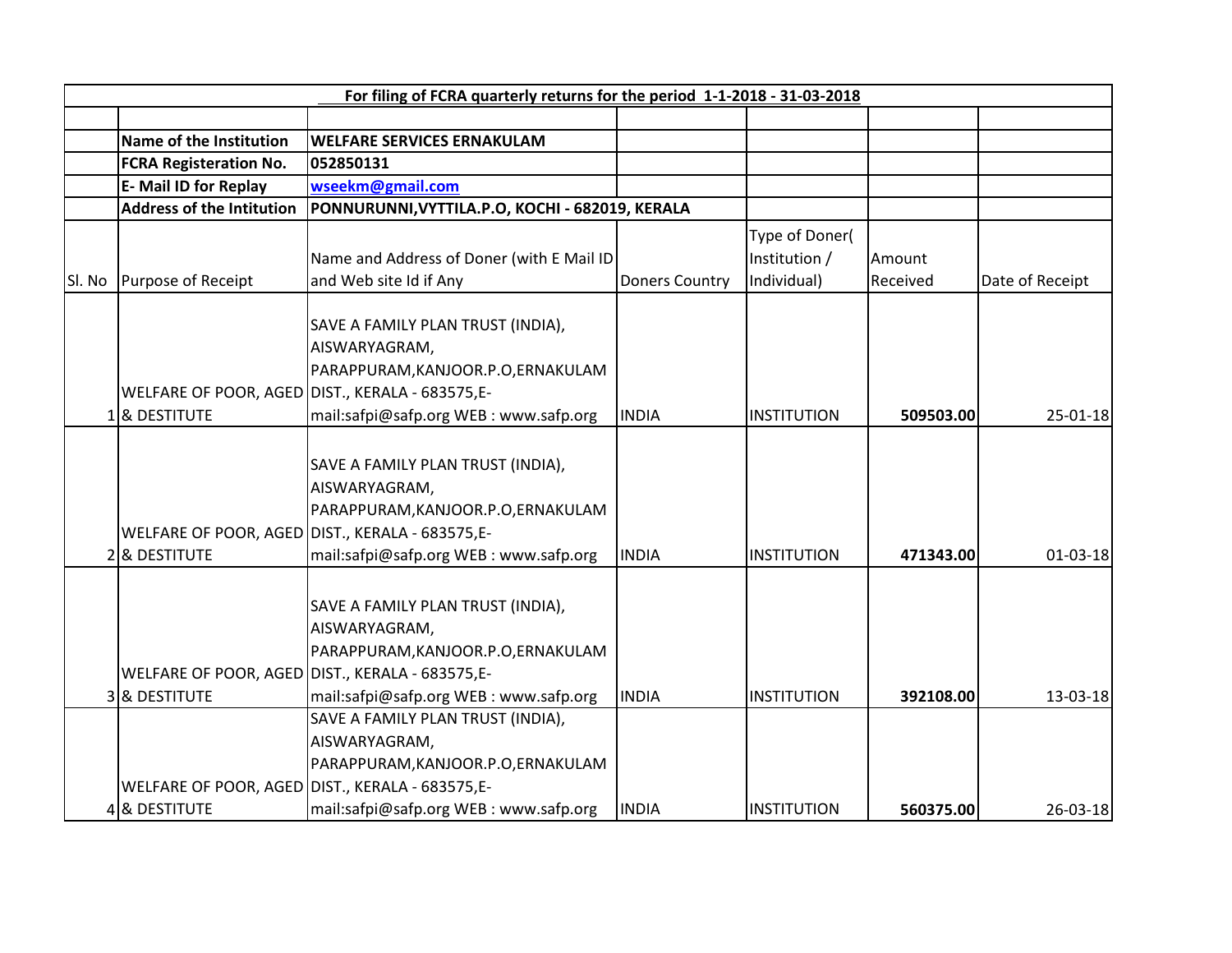| For filing of FCRA quarterly returns for the period 1-1-2018 - 31-03-2018 | | | | | | |
|---|---|---|---|---|---|---|
| | | | | | | |
| | **Name of the Institution** | **WELFARE SERVICES ERNAKULAM** | | | | |
| | **FCRA Registeration No.** | **052850131** | | | | |
| | **E- Mail ID for Replay** | **wseekm@gmail.com** | | | | |
| | **Address of the Intitution** | **PONNURUNNI,VYTTILA.P.O, KOCHI - 682019, KERALA** | | | | |
| Sl. No | Purpose of Receipt | Name and Address of Doner (with E Mail ID and Web site Id if Any | Doners Country | Type of Doner( Institution / Individual) | Amount Received | Date of Receipt |
| 1 | WELFARE OF POOR, AGED & DESTITUTE | SAVE A FAMILY PLAN TRUST (INDIA), AISWARYAGRAM, PARAPPURAM,KANJOOR.P.O,ERNAKULAM DIST., KERALA - 683575,E-mail:safpi@safp.org WEB : www.safp.org | INDIA | INSTITUTION | **509503.00** | 25-01-18 |
| 2 | WELFARE OF POOR, AGED & DESTITUTE | SAVE A FAMILY PLAN TRUST (INDIA), AISWARYAGRAM, PARAPPURAM,KANJOOR.P.O,ERNAKULAM DIST., KERALA - 683575,E-mail:safpi@safp.org WEB : www.safp.org | INDIA | INSTITUTION | **471343.00** | 01-03-18 |
| 3 | WELFARE OF POOR, AGED & DESTITUTE | SAVE A FAMILY PLAN TRUST (INDIA), AISWARYAGRAM, PARAPPURAM,KANJOOR.P.O,ERNAKULAM DIST., KERALA - 683575,E-mail:safpi@safp.org WEB : www.safp.org | INDIA | INSTITUTION | **392108.00** | 13-03-18 |
| 4 | WELFARE OF POOR, AGED & DESTITUTE | SAVE A FAMILY PLAN TRUST (INDIA), AISWARYAGRAM, PARAPPURAM,KANJOOR.P.O,ERNAKULAM DIST., KERALA - 683575,E-mail:safpi@safp.org WEB : www.safp.org | INDIA | INSTITUTION | **560375.00** | 26-03-18 |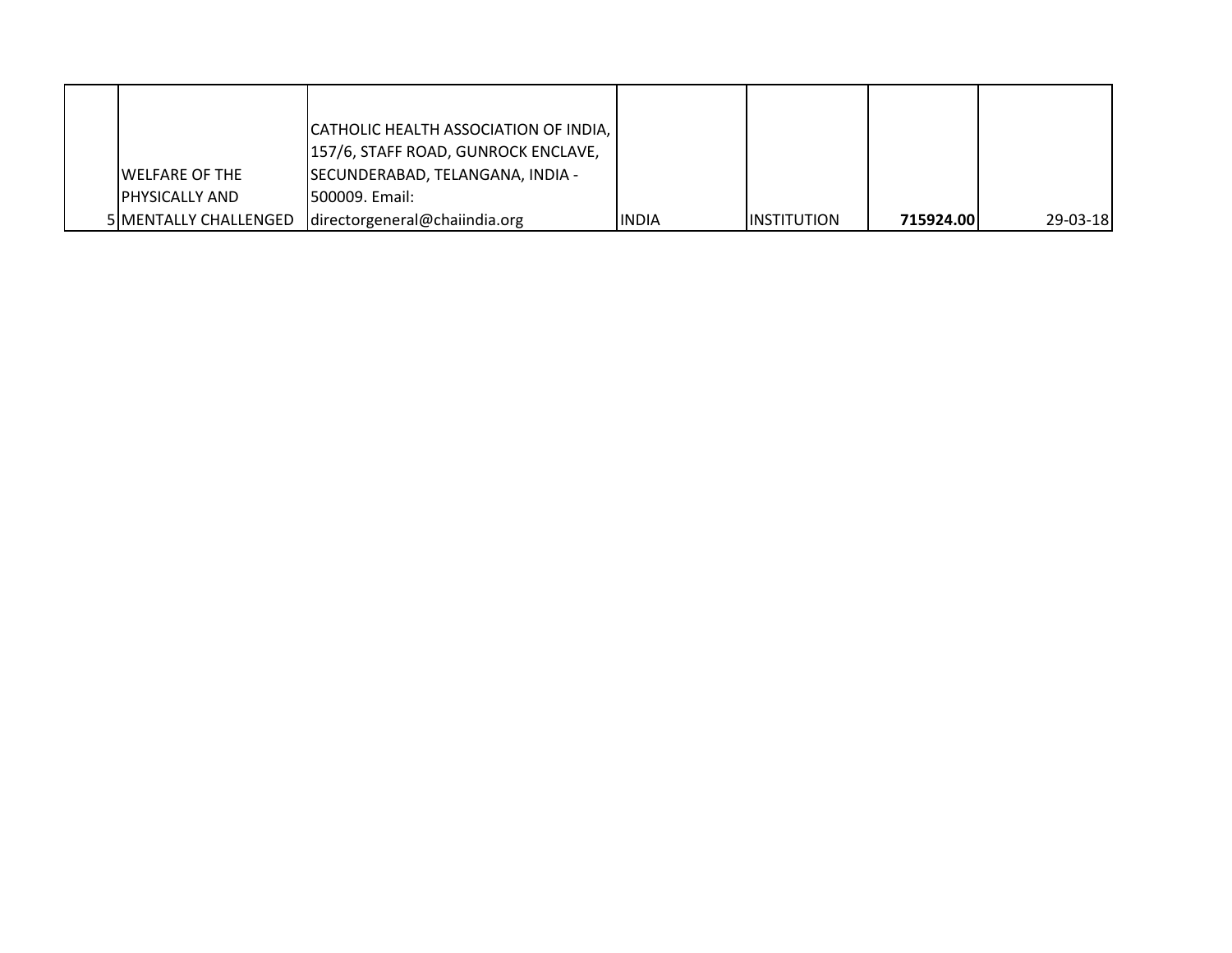| | | | | | | |
|---|---|---|---|---|---|---|
| 5 | WELFARE OF THE PHYSICALLY AND MENTALLY CHALLENGED | CATHOLIC HEALTH ASSOCIATION OF INDIA, 157/6, STAFF ROAD, GUNROCK ENCLAVE, SECUNDERABAD, TELANGANA, INDIA - 500009. Email: directorgeneral@chaiindia.org | INDIA | INSTITUTION | **715924.00** | 29-03-18 |